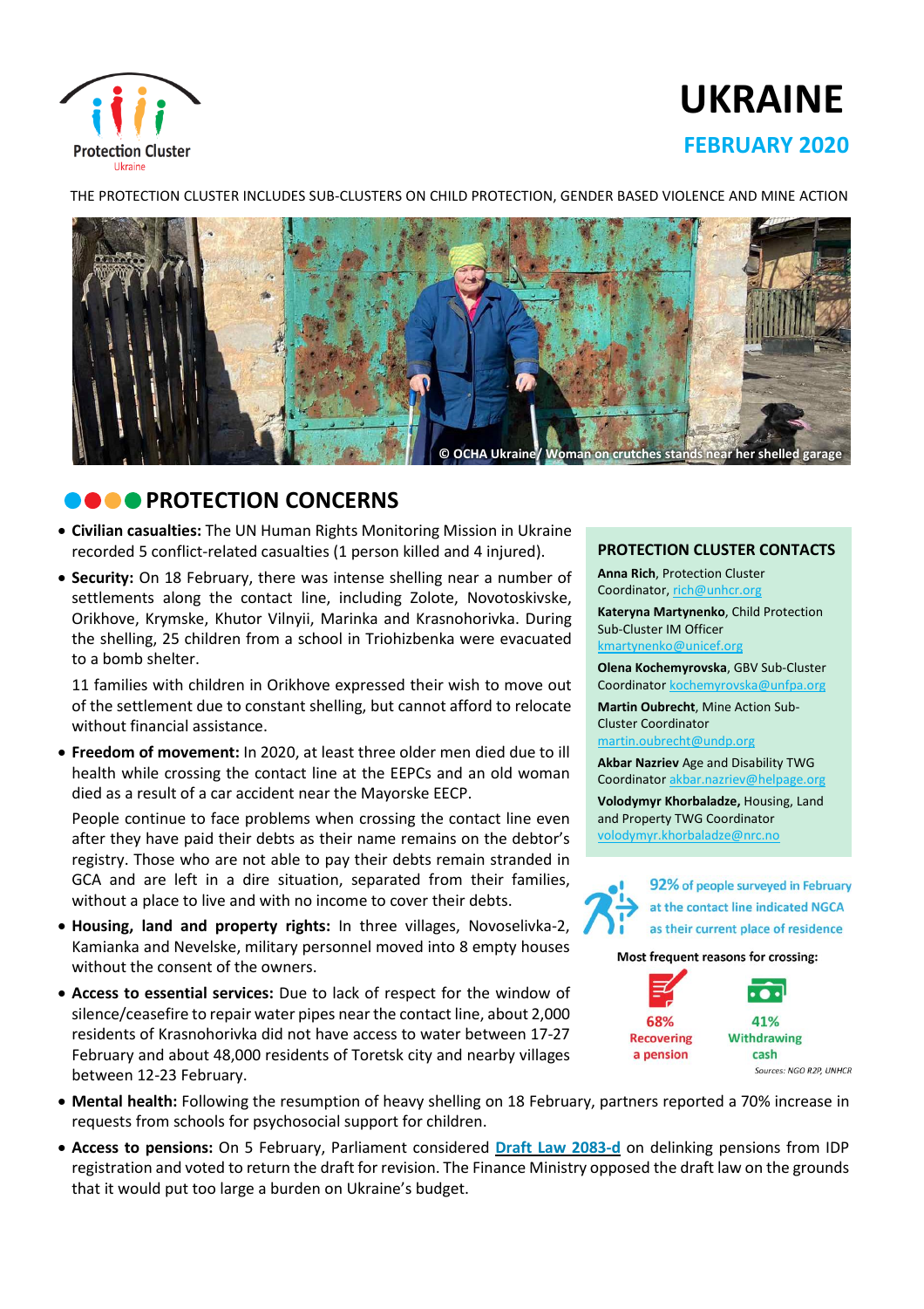Protection Cluster
Ukraine

# UKRAINE

## FEBRUARY 2020

THE PROTECTION CLUSTER INCLUDES SUB-CLUSTERS ON CHILD PROTECTION, GENDER BASED VIOLENCE AND MINE ACTION

© OCHA Ukraine/ Woman on crutches stands near her shelled garage

## PROTECTION CONCERNS

- **Civilian casualties:** The UN Human Rights Monitoring Mission in Ukraine recorded 5 conflict-related casualties (1 person killed and 4 injured).
- **Security:** On 18 February, there was intense shelling near a number of settlements along the contact line, including Zolote, Novotoskivske, Orikhove, Krymske, Khutor Vilnyii, Marinka and Krasnohorivka. During the shelling, 25 children from a school in Triohizbenka were evacuated to a bomb shelter.

  11 families with children in Orikhove expressed their wish to move out of the settlement due to constant shelling, but cannot afford to relocate without financial assistance.
- **Freedom of movement:** In 2020, at least three older men died due to ill health while crossing the contact line at the EEPCs and an old woman died as a result of a car accident near the Mayorske EECP.

  People continue to face problems when crossing the contact line even after they have paid their debts as their name remains on the debtor's registry. Those who are not able to pay their debts remain stranded in GCA and are left in a dire situation, separated from their families, without a place to live and with no income to cover their debts.
- **Housing, land and property rights:** In three villages, Novoselivka-2, Kamianka and Nevelske, military personnel moved into 8 empty houses without the consent of the owners.
- **Access to essential services:** Due to lack of respect for the window of silence/ceasefire to repair water pipes near the contact line, about 2,000 residents of Krasnohorivka did not have access to water between 17-27 February and about 48,000 residents of Toretsk city and nearby villages between 12-23 February.
- **Mental health:** Following the resumption of heavy shelling on 18 February, partners reported a 70% increase in requests from schools for psychosocial support for children.
- **Access to pensions:** On 5 February, Parliament considered **Draft Law 2083-d** on delinking pensions from IDP registration and voted to return the draft for revision. The Finance Ministry opposed the draft law on the grounds that it would put too large a burden on Ukraine's budget.

### PROTECTION CLUSTER CONTACTS

**Anna Rich**, Protection Cluster Coordinator, rich@unhcr.org

**Kateryna Martynenko**, Child Protection Sub-Cluster IM Officer kmartynenko@unicef.org

**Olena Kochemyrovska**, GBV Sub-Cluster Coordinator kochemyrovska@unfpa.org

**Martin Oubrecht**, Mine Action Sub-Cluster Coordinator martin.oubrecht@undp.org

**Akbar Nazriev** Age and Disability TWG Coordinator akbar.nazriev@helpage.org

**Volodymyr Khorbaladze,** Housing, Land and Property TWG Coordinator volodymyr.khorbaladze@nrc.no

**92%** of people surveyed in February at the contact line indicated NGCA as their current place of residence

Most frequent reasons for crossing:

- 68% Recovering a pension
- 41% Withdrawing cash

*Sources: NGO R2P, UNHCR*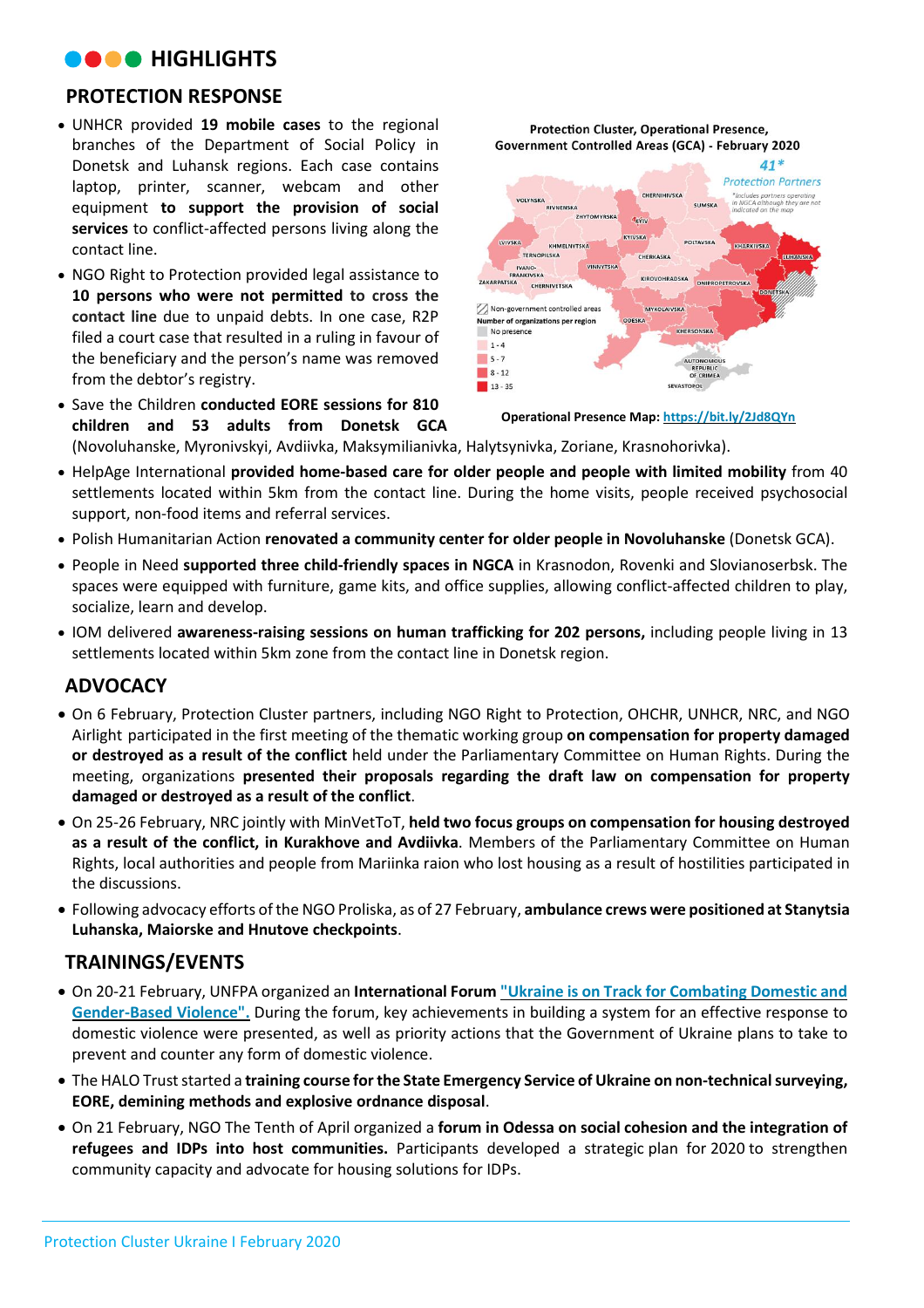## HIGHLIGHTS

### PROTECTION RESPONSE

- UNHCR provided **19 mobile cases** to the regional branches of the Department of Social Policy in Donetsk and Luhansk regions. Each case contains laptop, printer, scanner, webcam and other equipment **to support the provision of social services** to conflict-affected persons living along the contact line.
- NGO Right to Protection provided legal assistance to **10 persons who were not permitted to cross the contact line** due to unpaid debts. In one case, R2P filed a court case that resulted in a ruling in favour of the beneficiary and the person's name was removed from the debtor's registry.
- Save the Children **conducted EORE sessions for 810 children and 53 adults from Donetsk GCA** (Novoluhanske, Myronivskyi, Avdiivka, Maksymilianivka, Halytsynivka, Zoriane, Krasnohorivka).

Protection Cluster, Operational Presence, Government Controlled Areas (GCA) - February 2020

41* Protection Partners

*Includes partners operating in NGCA although they are not indicated on the map

Non-government controlled areas

Number of organizations per region

No presence

1 - 4

5 - 7

8 - 12

13 - 35

VOLYNSKA, RIVNENSKA, ZHYTOMYRSKA, CHERNIHIVSKA, SUMSKA, KYIV, KYIVSKA, LVIVSKA, KHMELNYTSKA, TERNOPILSKA, POLTAVSKA, KHARKIVSKA, LUHANSKA, IVANO-FRANKIVSKA, ZAKARPATSKA, CHERNIVETSKA, VINNYTSKA, CHERKASKA, KIROVOHRADSKA, DNIPROPETROVSKA, DONETSKA, MYKOLAIVSKA, ODESKA, KHERSONSKA, AUTONOMOUS REPUBLIC OF CRIMEA, SEVASTOPOL

**Operational Presence Map:** https://bit.ly/2Jd8QYn

- HelpAge International **provided home-based care for older people and people with limited mobility** from 40 settlements located within 5km from the contact line. During the home visits, people received psychosocial support, non-food items and referral services.
- Polish Humanitarian Action **renovated a community center for older people in Novoluhanske** (Donetsk GCA).
- People in Need **supported three child-friendly spaces in NGCA** in Krasnodon, Rovenki and Slovianoserbsk. The spaces were equipped with furniture, game kits, and office supplies, allowing conflict-affected children to play, socialize, learn and develop.
- IOM delivered **awareness-raising sessions on human trafficking for 202 persons,** including people living in 13 settlements located within 5km zone from the contact line in Donetsk region.

### ADVOCACY

- On 6 February, Protection Cluster partners, including NGO Right to Protection, OHCHR, UNHCR, NRC, and NGO Airlight participated in the first meeting of the thematic working group **on compensation for property damaged or destroyed as a result of the conflict** held under the Parliamentary Committee on Human Rights. During the meeting, organizations **presented their proposals regarding the draft law on compensation for property damaged or destroyed as a result of the conflict**.
- On 25-26 February, NRC jointly with MinVetToT, **held two focus groups on compensation for housing destroyed as a result of the conflict, in Kurakhove and Avdiivka**. Members of the Parliamentary Committee on Human Rights, local authorities and people from Mariinka raion who lost housing as a result of hostilities participated in the discussions.
- Following advocacy efforts of the NGO Proliska, as of 27 February, **ambulance crews were positioned at Stanytsia Luhanska, Maiorske and Hnutove checkpoints**.

### TRAININGS/EVENTS

- On 20-21 February, UNFPA organized an **International Forum "Ukraine is on Track for Combating Domestic and Gender-Based Violence".** During the forum, key achievements in building a system for an effective response to domestic violence were presented, as well as priority actions that the Government of Ukraine plans to take to prevent and counter any form of domestic violence.
- The HALO Trust started a **training course for the State Emergency Service of Ukraine on non-technical surveying, EORE, demining methods and explosive ordnance disposal**.
- On 21 February, NGO The Tenth of April organized a **forum in Odessa on social cohesion and the integration of refugees and IDPs into host communities.** Participants developed a strategic plan for 2020 to strengthen community capacity and advocate for housing solutions for IDPs.